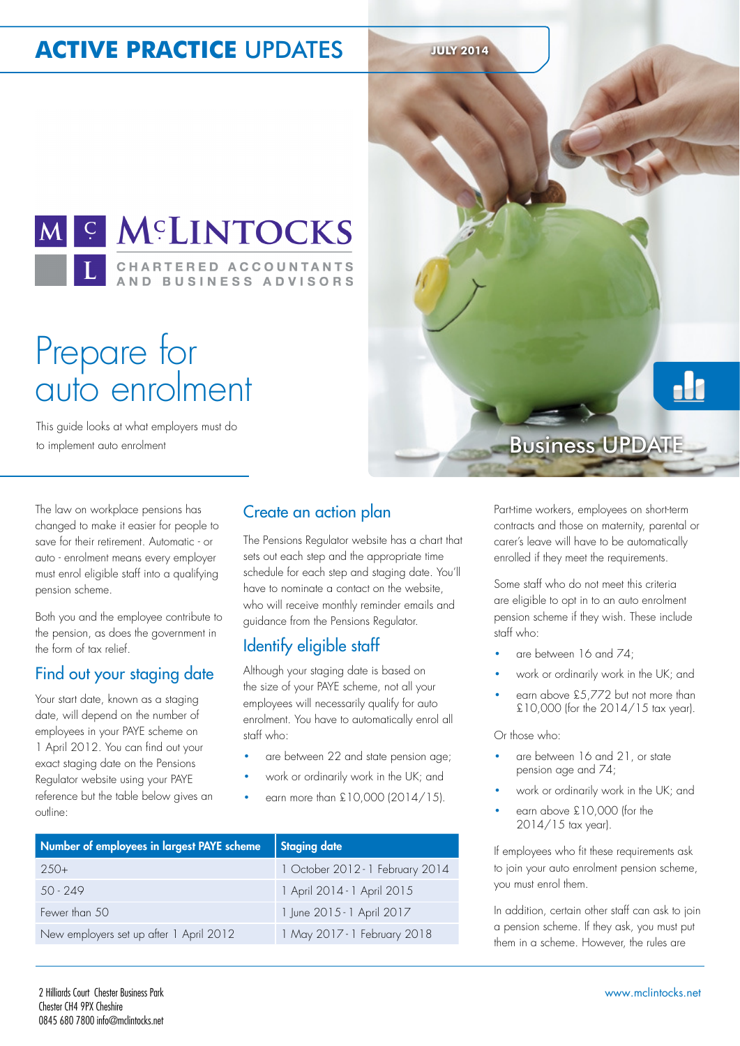ACTIVE PRACTICE UPDATES

JULY 2014

McLINTOCKS
CHARTERED ACCOUNTANTS AND BUSINESS ADVISORS

# Prepare for auto enrolment

This guide looks at what employers must do to implement auto enrolment

Business UPDATE

The law on workplace pensions has changed to make it easier for people to save for their retirement. Automatic - or auto - enrolment means every employer must enrol eligible staff into a qualifying pension scheme.

Both you and the employee contribute to the pension, as does the government in the form of tax relief.

## Find out your staging date

Your start date, known as a staging date, will depend on the number of employees in your PAYE scheme on 1 April 2012. You can find out your exact staging date on the Pensions Regulator website using your PAYE reference but the table below gives an outline:

| Number of employees in largest PAYE scheme | Staging date |
|---|---|
| 250+ | 1 October 2012 - 1 February 2014 |
| 50 - 249 | 1 April 2014 - 1 April 2015 |
| Fewer than 50 | 1 June 2015 - 1 April 2017 |
| New employers set up after 1 April 2012 | 1 May 2017 - 1 February 2018 |

## Create an action plan

The Pensions Regulator website has a chart that sets out each step and the appropriate time schedule for each step and staging date. You'll have to nominate a contact on the website, who will receive monthly reminder emails and guidance from the Pensions Regulator.

## Identify eligible staff

Although your staging date is based on the size of your PAYE scheme, not all your employees will necessarily qualify for auto enrolment. You have to automatically enrol all staff who:

- are between 22 and state pension age;
- work or ordinarily work in the UK; and
- earn more than £10,000 (2014/15).

Part-time workers, employees on short-term contracts and those on maternity, parental or carer's leave will have to be automatically enrolled if they meet the requirements.

Some staff who do not meet this criteria are eligible to opt in to an auto enrolment pension scheme if they wish. These include staff who:

- are between 16 and 74;
- work or ordinarily work in the UK; and
- earn above £5,772 but not more than £10,000 (for the 2014/15 tax year).

Or those who:

- are between 16 and 21, or state pension age and 74;
- work or ordinarily work in the UK; and
- earn above £10,000 (for the 2014/15 tax year).

If employees who fit these requirements ask to join your auto enrolment pension scheme, you must enrol them.

In addition, certain other staff can ask to join a pension scheme. If they ask, you must put them in a scheme. However, the rules are

2 Hilliards Court Chester Business Park
Chester CH4 9PX Cheshire
0845 680 7800 info@mclintocks.net

www.mclintocks.net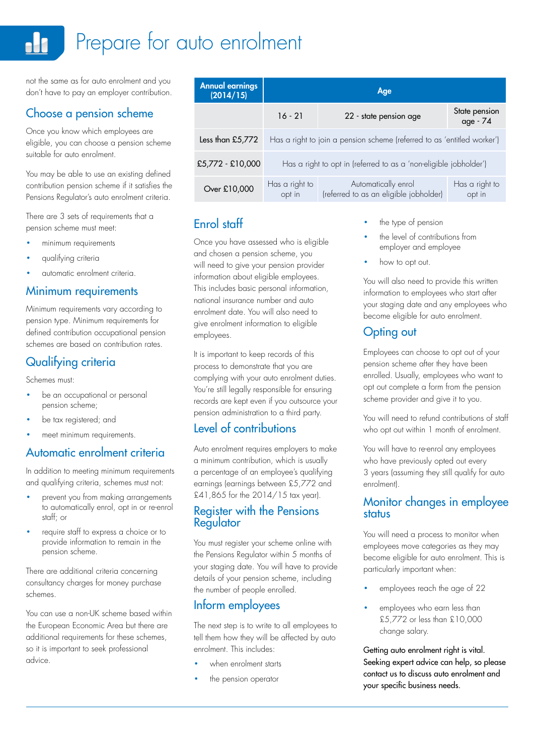# Prepare for auto enrolment

not the same as for auto enrolment and you don't have to pay an employer contribution.

## Choose a pension scheme

Once you know which employees are eligible, you can choose a pension scheme suitable for auto enrolment.

You may be able to use an existing defined contribution pension scheme if it satisfies the Pensions Regulator's auto enrolment criteria.

There are 3 sets of requirements that a pension scheme must meet:

- minimum requirements
- qualifying criteria
- automatic enrolment criteria.

## Minimum requirements

Minimum requirements vary according to pension type. Minimum requirements for defined contribution occupational pension schemes are based on contribution rates.

## Qualifying criteria

Schemes must:

- be an occupational or personal pension scheme;
- be tax registered; and
- meet minimum requirements.

## Automatic enrolment criteria

In addition to meeting minimum requirements and qualifying criteria, schemes must not:

- prevent you from making arrangements to automatically enrol, opt in or re-enrol staff; or
- require staff to express a choice or to provide information to remain in the pension scheme.

There are additional criteria concerning consultancy charges for money purchase schemes.

You can use a non-UK scheme based within the European Economic Area but there are additional requirements for these schemes, so it is important to seek professional advice.

| Annual earnings (2014/15) | Age | | |
|---|---|---|---|
| | 16 - 21 | 22 - state pension age | State pension age - 74 |
| Less than £5,772 | Has a right to join a pension scheme (referred to as 'entitled worker') | | |
| £5,772 - £10,000 | Has a right to opt in (referred to as a 'non-eligible jobholder') | | |
| Over £10,000 | Has a right to opt in | Automatically enrol (referred to as an eligible jobholder) | Has a right to opt in |

## Enrol staff

Once you have assessed who is eligible and chosen a pension scheme, you will need to give your pension provider information about eligible employees. This includes basic personal information, national insurance number and auto enrolment date. You will also need to give enrolment information to eligible employees.

It is important to keep records of this process to demonstrate that you are complying with your auto enrolment duties. You're still legally responsible for ensuring records are kept even if you outsource your pension administration to a third party.

## Level of contributions

Auto enrolment requires employers to make a minimum contribution, which is usually a percentage of an employee's qualifying earnings (earnings between £5,772 and £41,865 for the 2014/15 tax year).

## Register with the Pensions Regulator

You must register your scheme online with the Pensions Regulator within 5 months of your staging date. You will have to provide details of your pension scheme, including the number of people enrolled.

## Inform employees

The next step is to write to all employees to tell them how they will be affected by auto enrolment. This includes:

- when enrolment starts
- the pension operator
- the type of pension
- the level of contributions from employer and employee
- how to opt out.

You will also need to provide this written information to employees who start after your staging date and any employees who become eligible for auto enrolment.

## Opting out

Employees can choose to opt out of your pension scheme after they have been enrolled. Usually, employees who want to opt out complete a form from the pension scheme provider and give it to you.

You will need to refund contributions of staff who opt out within 1 month of enrolment.

You will have to re-enrol any employees who have previously opted out every 3 years (assuming they still qualify for auto enrolment).

## Monitor changes in employee status

You will need a process to monitor when employees move categories as they may become eligible for auto enrolment. This is particularly important when:

- employees reach the age of 22
- employees who earn less than £5,772 or less than £10,000 change salary.

Getting auto enrolment right is vital. Seeking expert advice can help, so please contact us to discuss auto enrolment and your specific business needs.